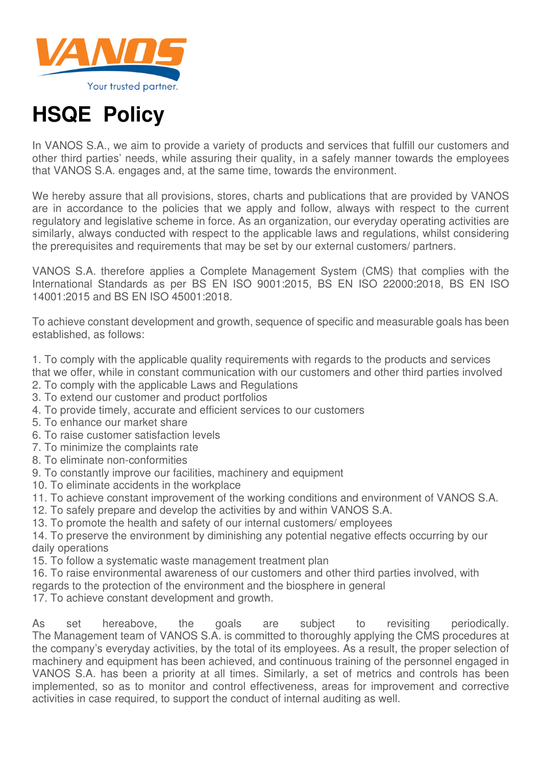VANOS

Your trusted partner.

# HSQE Policy

In VANOS S.A., we aim to provide a variety of products and services that fulfill our customers and other third parties' needs, while assuring their quality, in a safely manner towards the employees that VANOS S.A. engages and, at the same time, towards the environment.

We hereby assure that all provisions, stores, charts and publications that are provided by VANOS are in accordance to the policies that we apply and follow, always with respect to the current regulatory and legislative scheme in force. As an organization, our everyday operating activities are similarly, always conducted with respect to the applicable laws and regulations, whilst considering the prerequisites and requirements that may be set by our external customers/ partners.

VANOS S.A. therefore applies a Complete Management System (CMS) that complies with the International Standards as per BS EN ISO 9001:2015, BS EN ISO 22000:2018, BS EN ISO 14001:2015 and BS EN ISO 45001:2018.

To achieve constant development and growth, sequence of specific and measurable goals has been established, as follows:

1. To comply with the applicable quality requirements with regards to the products and services that we offer, while in constant communication with our customers and other third parties involved
2. To comply with the applicable Laws and Regulations
3. To extend our customer and product portfolios
4. To provide timely, accurate and efficient services to our customers
5. To enhance our market share
6. To raise customer satisfaction levels
7. To minimize the complaints rate
8. To eliminate non-conformities
9. To constantly improve our facilities, machinery and equipment
10. To eliminate accidents in the workplace
11. To achieve constant improvement of the working conditions and environment of VANOS S.A.
12. To safely prepare and develop the activities by and within VANOS S.A.
13. To promote the health and safety of our internal customers/ employees
14. To preserve the environment by diminishing any potential negative effects occurring by our daily operations
15. To follow a systematic waste management treatment plan
16. To raise environmental awareness of our customers and other third parties involved, with regards to the protection of the environment and the biosphere in general
17. To achieve constant development and growth.

As set hereabove, the goals are subject to revisiting periodically. The Management team of VANOS S.A. is committed to thoroughly applying the CMS procedures at the company's everyday activities, by the total of its employees. As a result, the proper selection of machinery and equipment has been achieved, and continuous training of the personnel engaged in VANOS S.A. has been a priority at all times. Similarly, a set of metrics and controls has been implemented, so as to monitor and control effectiveness, areas for improvement and corrective activities in case required, to support the conduct of internal auditing as well.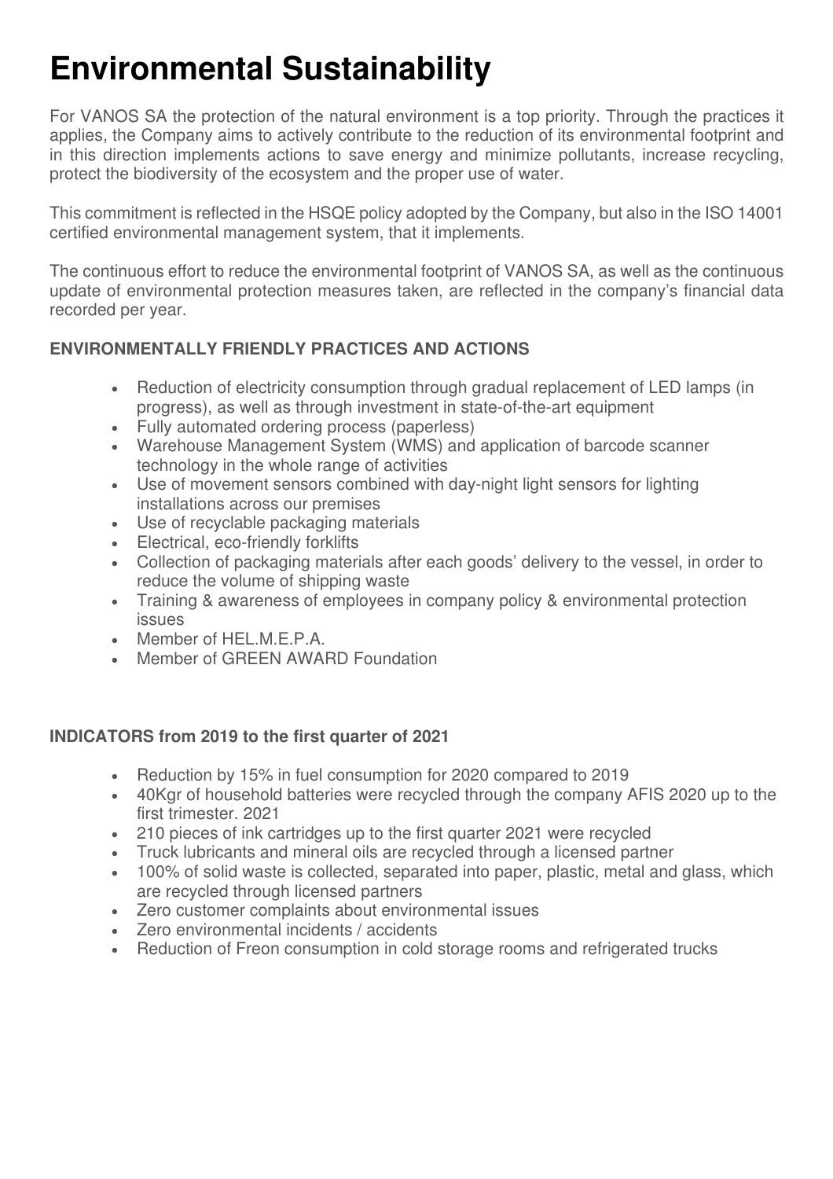# Environmental Sustainability

For VANOS SA the protection of the natural environment is a top priority. Through the practices it applies, the Company aims to actively contribute to the reduction of its environmental footprint and in this direction implements actions to save energy and minimize pollutants, increase recycling, protect the biodiversity of the ecosystem and the proper use of water.

This commitment is reflected in the HSQE policy adopted by the Company, but also in the ISO 14001 certified environmental management system, that it implements.

The continuous effort to reduce the environmental footprint of VANOS SA, as well as the continuous update of environmental protection measures taken, are reflected in the company's financial data recorded per year.

**ENVIRONMENTALLY FRIENDLY PRACTICES AND ACTIONS**

- Reduction of electricity consumption through gradual replacement of LED lamps (in progress), as well as through investment in state-of-the-art equipment
- Fully automated ordering process (paperless)
- Warehouse Management System (WMS) and application of barcode scanner technology in the whole range of activities
- Use of movement sensors combined with day-night light sensors for lighting installations across our premises
- Use of recyclable packaging materials
- Electrical, eco-friendly forklifts
- Collection of packaging materials after each goods' delivery to the vessel, in order to reduce the volume of shipping waste
- Training & awareness of employees in company policy & environmental protection issues
- Member of HEL.M.E.P.A.
- Member of GREEN AWARD Foundation

**INDICATORS from 2019 to the first quarter of 2021**

- Reduction by 15% in fuel consumption for 2020 compared to 2019
- 40Kgr of household batteries were recycled through the company AFIS 2020 up to the first trimester. 2021
- 210 pieces of ink cartridges up to the first quarter 2021 were recycled
- Truck lubricants and mineral oils are recycled through a licensed partner
- 100% of solid waste is collected, separated into paper, plastic, metal and glass, which are recycled through licensed partners
- Zero customer complaints about environmental issues
- Zero environmental incidents / accidents
- Reduction of Freon consumption in cold storage rooms and refrigerated trucks